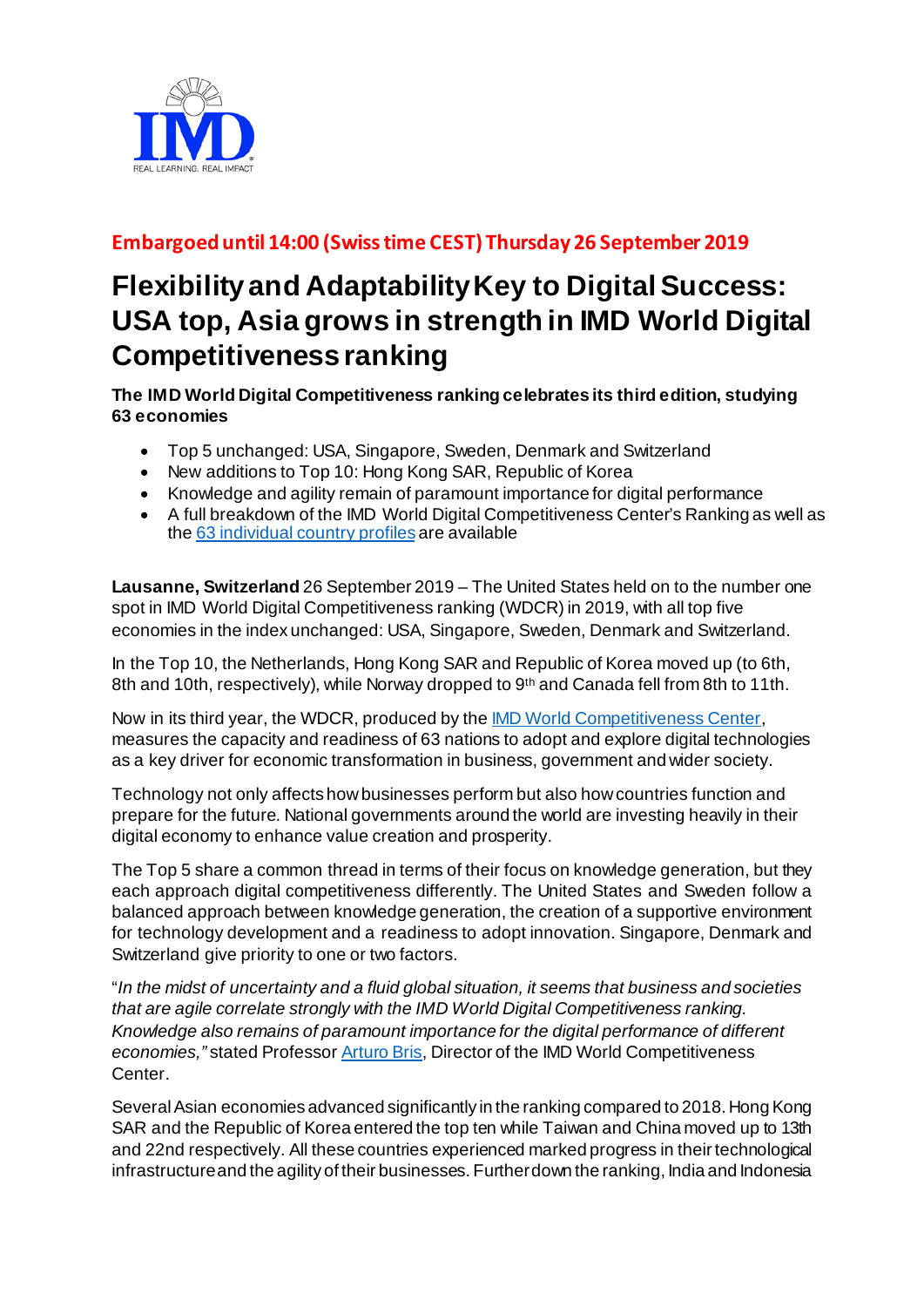**Embargoed until 14:00 (Swiss time CEST) Thursday 26 September 2019**

# Flexibility and Adaptability Key to Digital Success: USA top, Asia grows in strength in IMD World Digital Competitiveness ranking

**The IMD World Digital Competitiveness ranking celebrates its third edition, studying 63 economies**

- Top 5 unchanged: USA, Singapore, Sweden, Denmark and Switzerland
- New additions to Top 10: Hong Kong SAR, Republic of Korea
- Knowledge and agility remain of paramount importance for digital performance
- A full breakdown of the IMD World Digital Competitiveness Center's Ranking as well as the 63 individual country profiles are available

**Lausanne, Switzerland** 26 September 2019 – The United States held on to the number one spot in IMD World Digital Competitiveness ranking (WDCR) in 2019, with all top five economies in the index unchanged: USA, Singapore, Sweden, Denmark and Switzerland.

In the Top 10, the Netherlands, Hong Kong SAR and Republic of Korea moved up (to 6th, 8th and 10th, respectively), while Norway dropped to 9th and Canada fell from 8th to 11th.

Now in its third year, the WDCR, produced by the IMD World Competitiveness Center, measures the capacity and readiness of 63 nations to adopt and explore digital technologies as a key driver for economic transformation in business, government and wider society.

Technology not only affects how businesses perform but also how countries function and prepare for the future. National governments around the world are investing heavily in their digital economy to enhance value creation and prosperity.

The Top 5 share a common thread in terms of their focus on knowledge generation, but they each approach digital competitiveness differently. The United States and Sweden follow a balanced approach between knowledge generation, the creation of a supportive environment for technology development and a readiness to adopt innovation. Singapore, Denmark and Switzerland give priority to one or two factors.

"*In the midst of uncertainty and a fluid global situation, it seems that business and societies that are agile correlate strongly with the IMD World Digital Competitiveness ranking. Knowledge also remains of paramount importance for the digital performance of different economies,"* stated Professor Arturo Bris, Director of the IMD World Competitiveness Center.

Several Asian economies advanced significantly in the ranking compared to 2018. Hong Kong SAR and the Republic of Korea entered the top ten while Taiwan and China moved up to 13th and 22nd respectively. All these countries experienced marked progress in their technological infrastructure and the agility of their businesses. Further down the ranking, India and Indonesia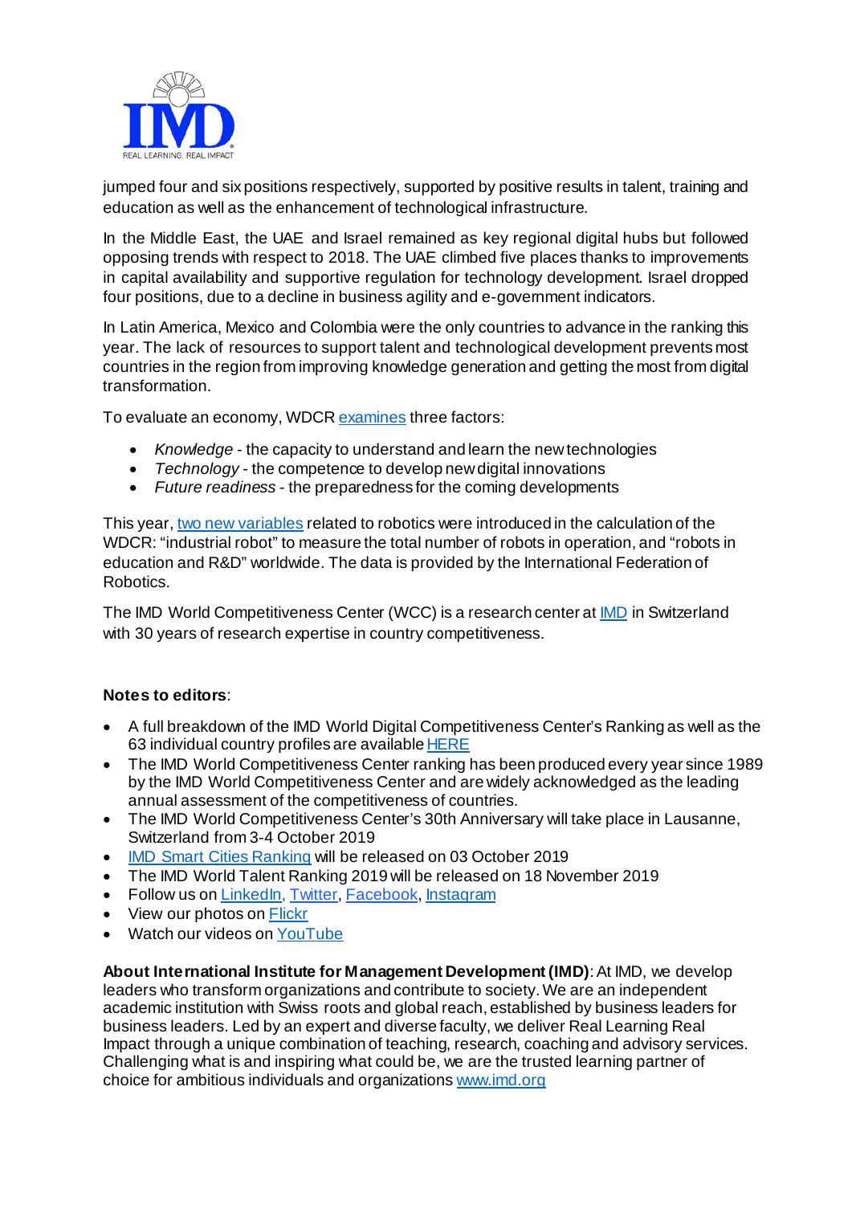jumped four and six positions respectively, supported by positive results in talent, training and education as well as the enhancement of technological infrastructure.

In the Middle East, the UAE and Israel remained as key regional digital hubs but followed opposing trends with respect to 2018. The UAE climbed five places thanks to improvements in capital availability and supportive regulation for technology development. Israel dropped four positions, due to a decline in business agility and e-government indicators.

In Latin America, Mexico and Colombia were the only countries to advance in the ranking this year. The lack of resources to support talent and technological development prevents most countries in the region from improving knowledge generation and getting the most from digital transformation.

To evaluate an economy, WDCR examines three factors:

- *Knowledge* - the capacity to understand and learn the new technologies
- *Technology* - the competence to develop new digital innovations
- *Future readiness* - the preparedness for the coming developments

This year, two new variables related to robotics were introduced in the calculation of the WDCR: "industrial robot" to measure the total number of robots in operation, and "robots in education and R&D" worldwide. The data is provided by the International Federation of Robotics.

The IMD World Competitiveness Center (WCC) is a research center at IMD in Switzerland with 30 years of research expertise in country competitiveness.

**Notes to editors**:

- A full breakdown of the IMD World Digital Competitiveness Center's Ranking as well as the 63 individual country profiles are available HERE
- The IMD World Competitiveness Center ranking has been produced every year since 1989 by the IMD World Competitiveness Center and are widely acknowledged as the leading annual assessment of the competitiveness of countries.
- The IMD World Competitiveness Center's 30th Anniversary will take place in Lausanne, Switzerland from 3-4 October 2019
- IMD Smart Cities Ranking will be released on 03 October 2019
- The IMD World Talent Ranking 2019 will be released on 18 November 2019
- Follow us on LinkedIn, Twitter, Facebook, Instagram
- View our photos on Flickr
- Watch our videos on YouTube

**About International Institute for Management Development (IMD)**: At IMD, we develop leaders who transform organizations and contribute to society. We are an independent academic institution with Swiss roots and global reach, established by business leaders for business leaders. Led by an expert and diverse faculty, we deliver Real Learning Real Impact through a unique combination of teaching, research, coaching and advisory services. Challenging what is and inspiring what could be, we are the trusted learning partner of choice for ambitious individuals and organizations www.imd.org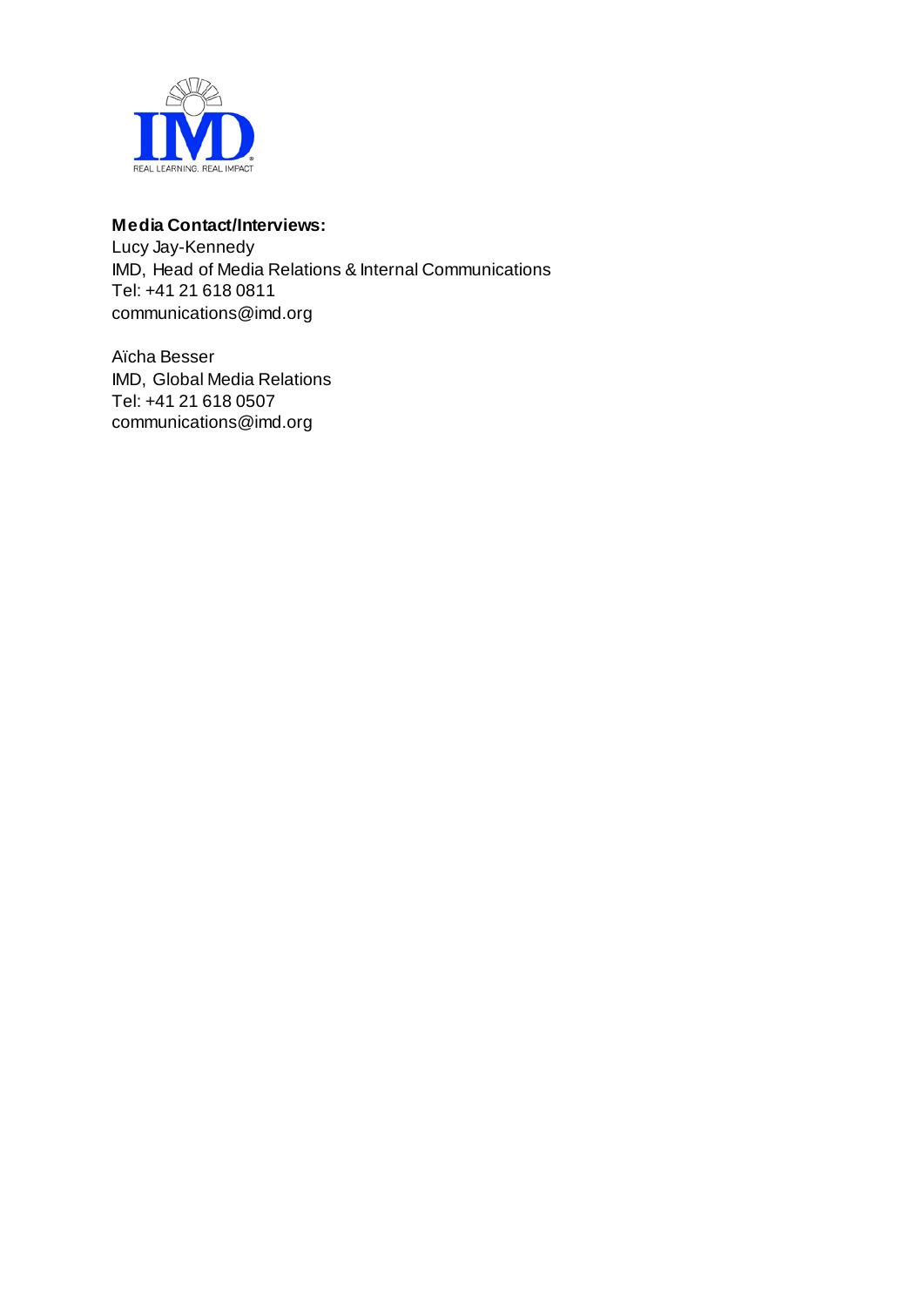**Media Contact/Interviews:**

Lucy Jay-Kennedy
IMD, Head of Media Relations & Internal Communications
Tel: +41 21 618 0811
communications@imd.org

Aïcha Besser
IMD, Global Media Relations
Tel: +41 21 618 0507
communications@imd.org